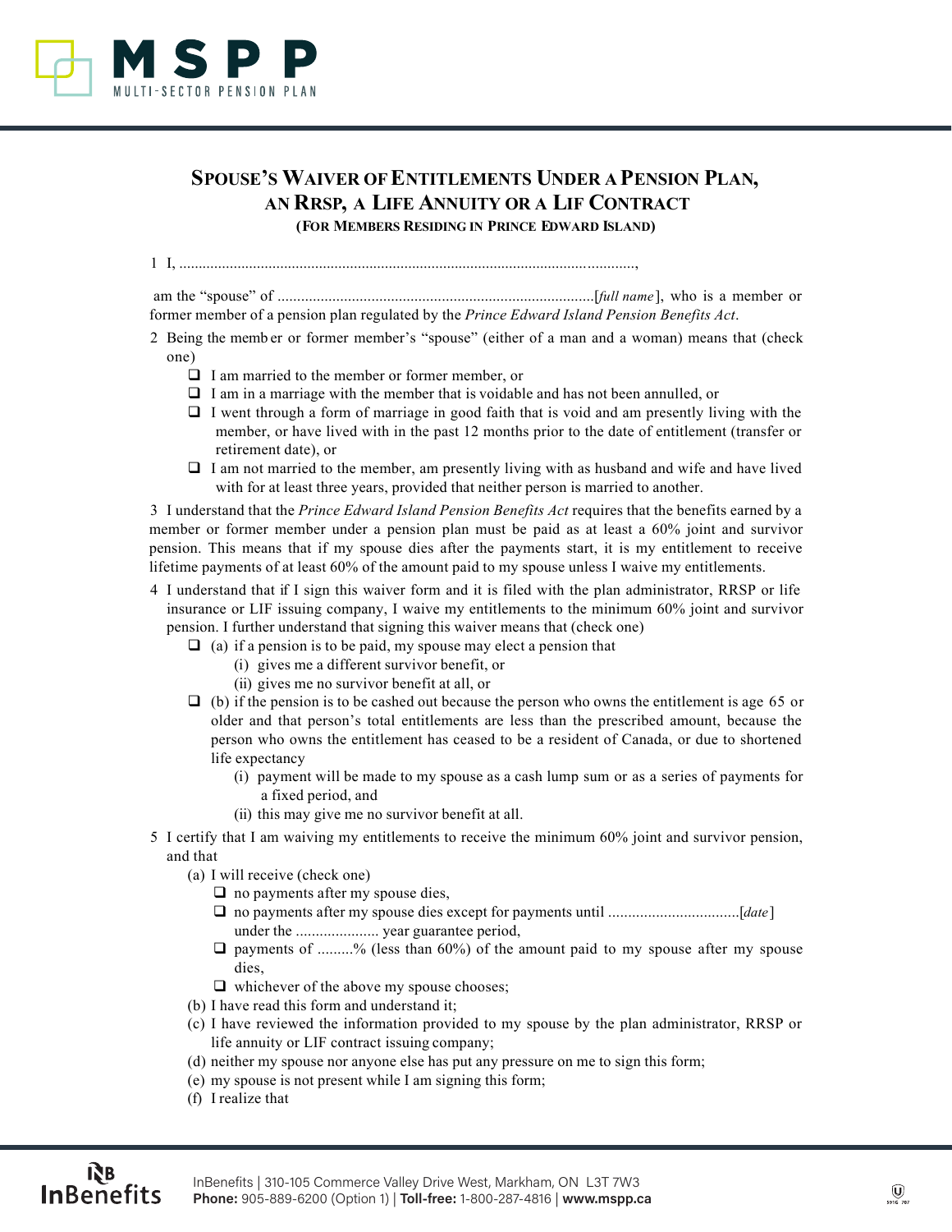# Spouse's Waiver of Entitlements Under a Pension Plan, an RRSP, a Life Annuity or a LIF Contract

**(For Members Residing in Prince Edward Island)**

1 I, ...................................................................................................................,

am the "spouse" of ................................................................................[*full name*], who is a member or former member of a pension plan regulated by the *Prince Edward Island Pension Benefits Act*.

2 Being the member or former member's "spouse" (either of a man and a woman) means that (check one)

- ❑ I am married to the member or former member, or
- ❑ I am in a marriage with the member that is voidable and has not been annulled, or
- ❑ I went through a form of marriage in good faith that is void and am presently living with the member, or have lived with in the past 12 months prior to the date of entitlement (transfer or retirement date), or
- ❑ I am not married to the member, am presently living with as husband and wife and have lived with for at least three years, provided that neither person is married to another.

3 I understand that the *Prince Edward Island Pension Benefits Act* requires that the benefits earned by a member or former member under a pension plan must be paid as at least a 60% joint and survivor pension. This means that if my spouse dies after the payments start, it is my entitlement to receive lifetime payments of at least 60% of the amount paid to my spouse unless I waive my entitlements.

4 I understand that if I sign this waiver form and it is filed with the plan administrator, RRSP or life insurance or LIF issuing company, I waive my entitlements to the minimum 60% joint and survivor pension. I further understand that signing this waiver means that (check one)

- ❑ (a) if a pension is to be paid, my spouse may elect a pension that
  - (i) gives me a different survivor benefit, or
  - (ii) gives me no survivor benefit at all, or
- ❑ (b) if the pension is to be cashed out because the person who owns the entitlement is age 65 or older and that person's total entitlements are less than the prescribed amount, because the person who owns the entitlement has ceased to be a resident of Canada, or due to shortened life expectancy
  - (i) payment will be made to my spouse as a cash lump sum or as a series of payments for a fixed period, and
  - (ii) this may give me no survivor benefit at all.

5 I certify that I am waiving my entitlements to receive the minimum 60% joint and survivor pension, and that

- (a) I will receive (check one)
  - ❑ no payments after my spouse dies,
  - ❑ no payments after my spouse dies except for payments until ................................[*date*] under the .................... year guarantee period,
  - ❑ payments of .........% (less than 60%) of the amount paid to my spouse after my spouse dies,
  - ❑ whichever of the above my spouse chooses;
- (b) I have read this form and understand it;
- (c) I have reviewed the information provided to my spouse by the plan administrator, RRSP or life annuity or LIF contract issuing company;
- (d) neither my spouse nor anyone else has put any pressure on me to sign this form;
- (e) my spouse is not present while I am signing this form;
- (f) I realize that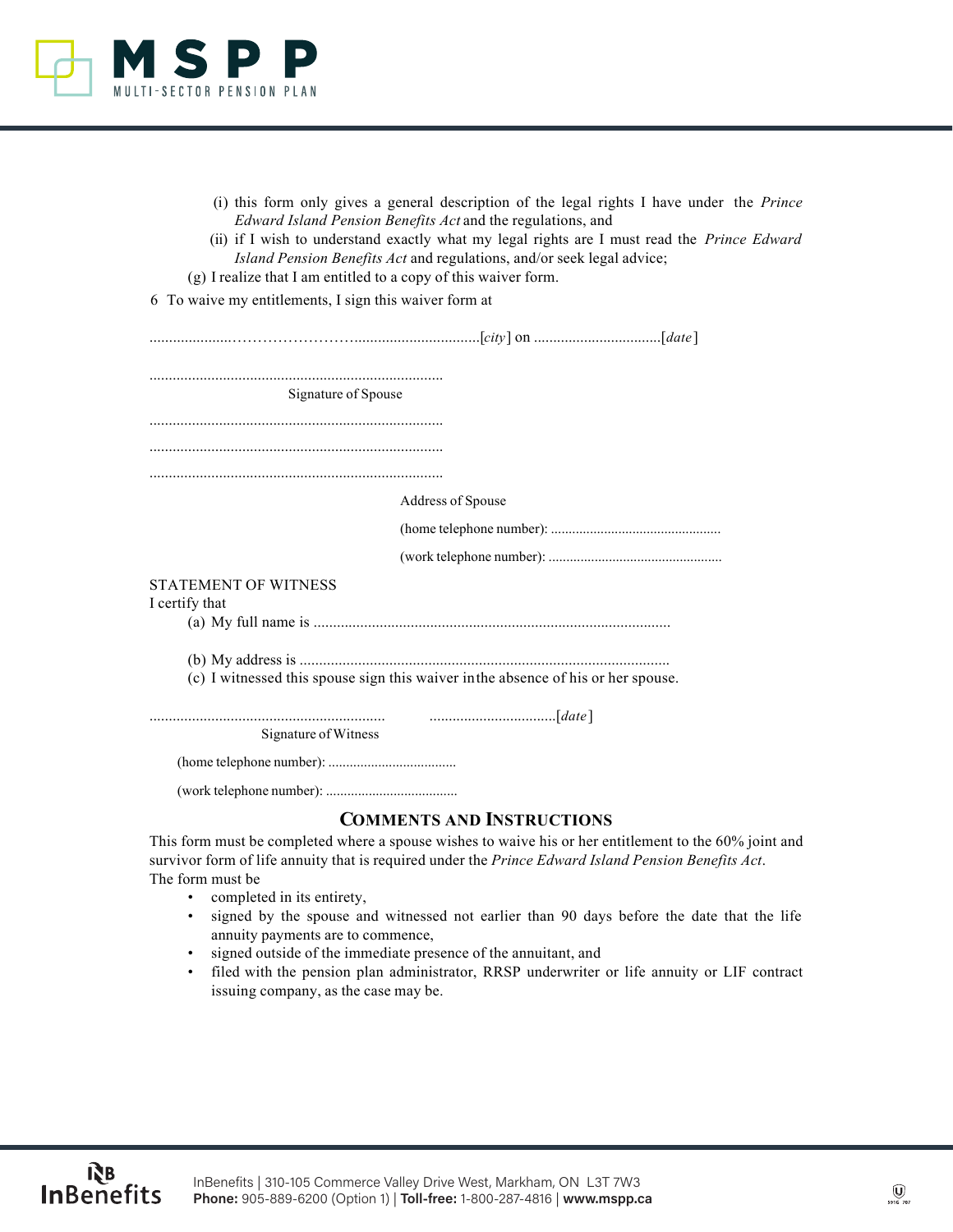(i) this form only gives a general description of the legal rights I have under the *Prince Edward Island Pension Benefits Act* and the regulations, and

(ii) if I wish to understand exactly what my legal rights are I must read the *Prince Edward Island Pension Benefits Act* and regulations, and/or seek legal advice;

(g) I realize that I am entitled to a copy of this waiver form.

6 To waive my entitlements, I sign this waiver form at

.....................…………………….................................[*city*] on .................................[*date*]

...........................................................................
Signature of Spouse

...........................................................................

...........................................................................

...........................................................................
Address of Spouse

(home telephone number): ................................................

(work telephone number): ................................................

STATEMENT OF WITNESS

I certify that

(a) My full name is ...........................................................................................

(b) My address is ..............................................................................................

(c) I witnessed this spouse sign this waiver in the absence of his or her spouse.

............................................................. ................................[*date*]
Signature of Witness

(home telephone number): ....................................

(work telephone number): .....................................

## Comments and Instructions

This form must be completed where a spouse wishes to waive his or her entitlement to the 60% joint and survivor form of life annuity that is required under the *Prince Edward Island Pension Benefits Act*.

The form must be

- completed in its entirety,
- signed by the spouse and witnessed not earlier than 90 days before the date that the life annuity payments are to commence,
- signed outside of the immediate presence of the annuitant, and
- filed with the pension plan administrator, RRSP underwriter or life annuity or LIF contract issuing company, as the case may be.